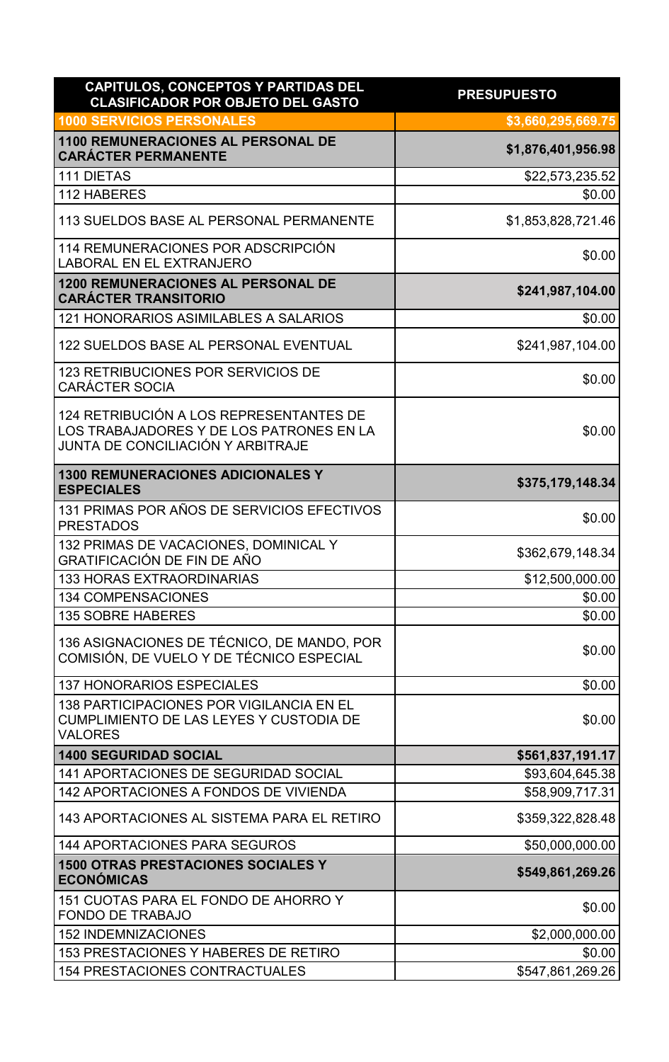| CAPITULOS, CONCEPTOS Y PARTIDAS DEL CLASIFICADOR POR OBJETO DEL GASTO | PRESUPUESTO |
|---|---|
| **1000 SERVICIOS PERSONALES** | **$3,660,295,669.75** |
| **1100 REMUNERACIONES AL PERSONAL DE CARÁCTER PERMANENTE** | **$1,876,401,956.98** |
| 111 DIETAS | $22,573,235.52 |
| 112 HABERES | $0.00 |
| 113 SUELDOS BASE AL PERSONAL PERMANENTE | $1,853,828,721.46 |
| 114 REMUNERACIONES POR ADSCRIPCIÓN LABORAL EN EL EXTRANJERO | $0.00 |
| **1200 REMUNERACIONES AL PERSONAL DE CARÁCTER TRANSITORIO** | **$241,987,104.00** |
| 121 HONORARIOS ASIMILABLES A SALARIOS | $0.00 |
| 122 SUELDOS BASE AL PERSONAL EVENTUAL | $241,987,104.00 |
| 123 RETRIBUCIONES POR SERVICIOS DE CARÁCTER SOCIA | $0.00 |
| 124 RETRIBUCIÓN A LOS REPRESENTANTES DE LOS TRABAJADORES Y DE LOS PATRONES EN LA JUNTA DE CONCILIACIÓN Y ARBITRAJE | $0.00 |
| **1300 REMUNERACIONES ADICIONALES Y ESPECIALES** | **$375,179,148.34** |
| 131 PRIMAS POR AÑOS DE SERVICIOS EFECTIVOS PRESTADOS | $0.00 |
| 132 PRIMAS DE VACACIONES, DOMINICAL Y GRATIFICACIÓN DE FIN DE AÑO | $362,679,148.34 |
| 133 HORAS EXTRAORDINARIAS | $12,500,000.00 |
| 134 COMPENSACIONES | $0.00 |
| 135 SOBRE HABERES | $0.00 |
| 136 ASIGNACIONES DE TÉCNICO, DE MANDO, POR COMISIÓN, DE VUELO Y DE TÉCNICO ESPECIAL | $0.00 |
| 137 HONORARIOS ESPECIALES | $0.00 |
| 138 PARTICIPACIONES POR VIGILANCIA EN EL CUMPLIMIENTO DE LAS LEYES Y CUSTODIA DE VALORES | $0.00 |
| **1400 SEGURIDAD SOCIAL** | **$561,837,191.17** |
| 141 APORTACIONES DE SEGURIDAD SOCIAL | $93,604,645.38 |
| 142 APORTACIONES A FONDOS DE VIVIENDA | $58,909,717.31 |
| 143 APORTACIONES AL SISTEMA PARA EL RETIRO | $359,322,828.48 |
| 144 APORTACIONES PARA SEGUROS | $50,000,000.00 |
| **1500 OTRAS PRESTACIONES SOCIALES Y ECONÓMICAS** | **$549,861,269.26** |
| 151 CUOTAS PARA EL FONDO DE AHORRO Y FONDO DE TRABAJO | $0.00 |
| 152 INDEMNIZACIONES | $2,000,000.00 |
| 153 PRESTACIONES Y HABERES DE RETIRO | $0.00 |
| 154 PRESTACIONES CONTRACTUALES | $547,861,269.26 |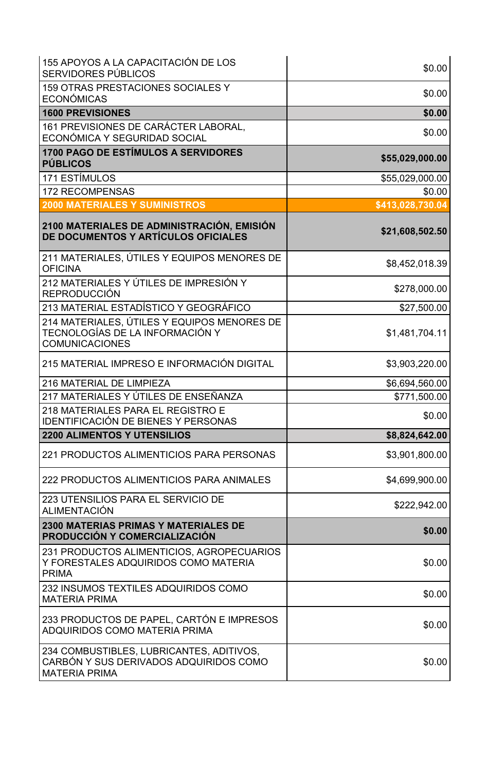| | |
|---|---|
| 155 APOYOS A LA CAPACITACIÓN DE LOS SERVIDORES PÚBLICOS | $0.00 |
| 159 OTRAS PRESTACIONES SOCIALES Y ECONÓMICAS | $0.00 |
| **1600 PREVISIONES** | **$0.00** |
| 161 PREVISIONES DE CARÁCTER LABORAL, ECONÓMICA Y SEGURIDAD SOCIAL | $0.00 |
| **1700 PAGO DE ESTÍMULOS A SERVIDORES PÚBLICOS** | **$55,029,000.00** |
| 171 ESTÍMULOS | $55,029,000.00 |
| 172 RECOMPENSAS | $0.00 |
| **2000 MATERIALES Y SUMINISTROS** | **$413,028,730.04** |
| **2100 MATERIALES DE ADMINISTRACIÓN, EMISIÓN DE DOCUMENTOS Y ARTÍCULOS OFICIALES** | **$21,608,502.50** |
| 211 MATERIALES, ÚTILES Y EQUIPOS MENORES DE OFICINA | $8,452,018.39 |
| 212 MATERIALES Y ÚTILES DE IMPRESIÓN Y REPRODUCCIÓN | $278,000.00 |
| 213 MATERIAL ESTADÍSTICO Y GEOGRÁFICO | $27,500.00 |
| 214 MATERIALES, ÚTILES Y EQUIPOS MENORES DE TECNOLOGÍAS DE LA INFORMACIÓN Y COMUNICACIONES | $1,481,704.11 |
| 215 MATERIAL IMPRESO E INFORMACIÓN DIGITAL | $3,903,220.00 |
| 216 MATERIAL DE LIMPIEZA | $6,694,560.00 |
| 217 MATERIALES Y ÚTILES DE ENSEÑANZA | $771,500.00 |
| 218 MATERIALES PARA EL REGISTRO E IDENTIFICACIÓN DE BIENES Y PERSONAS | $0.00 |
| **2200 ALIMENTOS Y UTENSILIOS** | **$8,824,642.00** |
| 221 PRODUCTOS ALIMENTICIOS PARA PERSONAS | $3,901,800.00 |
| 222 PRODUCTOS ALIMENTICIOS PARA ANIMALES | $4,699,900.00 |
| 223 UTENSILIOS PARA EL SERVICIO DE ALIMENTACIÓN | $222,942.00 |
| **2300 MATERIAS PRIMAS Y MATERIALES DE PRODUCCIÓN Y COMERCIALIZACIÓN** | **$0.00** |
| 231 PRODUCTOS ALIMENTICIOS, AGROPECUARIOS Y FORESTALES ADQUIRIDOS COMO MATERIA PRIMA | $0.00 |
| 232 INSUMOS TEXTILES ADQUIRIDOS COMO MATERIA PRIMA | $0.00 |
| 233 PRODUCTOS DE PAPEL, CARTÓN E IMPRESOS ADQUIRIDOS COMO MATERIA PRIMA | $0.00 |
| 234 COMBUSTIBLES, LUBRICANTES, ADITIVOS, CARBÓN Y SUS DERIVADOS ADQUIRIDOS COMO MATERIA PRIMA | $0.00 |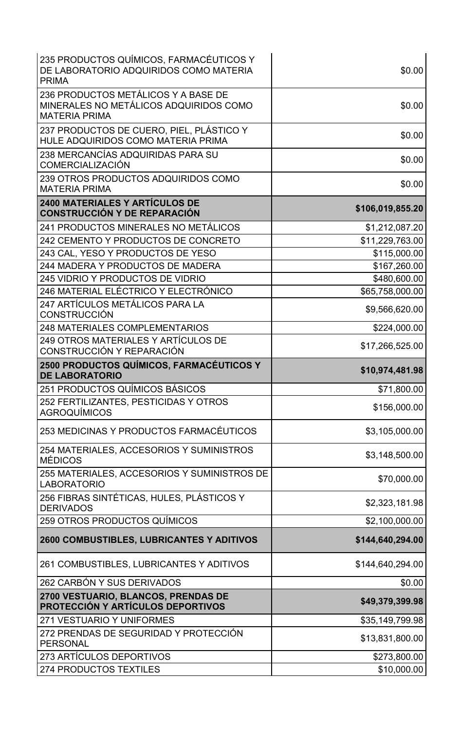| | |
|---|---|
| 235 PRODUCTOS QUÍMICOS, FARMACÉUTICOS Y DE LABORATORIO ADQUIRIDOS COMO MATERIA PRIMA | $0.00 |
| 236 PRODUCTOS METÁLICOS Y A BASE DE MINERALES NO METÁLICOS ADQUIRIDOS COMO MATERIA PRIMA | $0.00 |
| 237 PRODUCTOS DE CUERO, PIEL, PLÁSTICO Y HULE ADQUIRIDOS COMO MATERIA PRIMA | $0.00 |
| 238 MERCANCÍAS ADQUIRIDAS PARA SU COMERCIALIZACIÓN | $0.00 |
| 239 OTROS PRODUCTOS ADQUIRIDOS COMO MATERIA PRIMA | $0.00 |
| **2400 MATERIALES Y ARTÍCULOS DE CONSTRUCCIÓN Y DE REPARACIÓN** | **$106,019,855.20** |
| 241 PRODUCTOS MINERALES NO METÁLICOS | $1,212,087.20 |
| 242 CEMENTO Y PRODUCTOS DE CONCRETO | $11,229,763.00 |
| 243 CAL, YESO Y PRODUCTOS DE YESO | $115,000.00 |
| 244 MADERA Y PRODUCTOS DE MADERA | $167,260.00 |
| 245 VIDRIO Y PRODUCTOS DE VIDRIO | $480,600.00 |
| 246 MATERIAL ELÉCTRICO Y ELECTRÓNICO | $65,758,000.00 |
| 247 ARTÍCULOS METÁLICOS PARA LA CONSTRUCCIÓN | $9,566,620.00 |
| 248 MATERIALES COMPLEMENTARIOS | $224,000.00 |
| 249 OTROS MATERIALES Y ARTÍCULOS DE CONSTRUCCIÓN Y REPARACIÓN | $17,266,525.00 |
| **2500 PRODUCTOS QUÍMICOS, FARMACÉUTICOS Y DE LABORATORIO** | **$10,974,481.98** |
| 251 PRODUCTOS QUÍMICOS BÁSICOS | $71,800.00 |
| 252 FERTILIZANTES, PESTICIDAS Y OTROS AGROQUÍMICOS | $156,000.00 |
| 253 MEDICINAS Y PRODUCTOS FARMACÉUTICOS | $3,105,000.00 |
| 254 MATERIALES, ACCESORIOS Y SUMINISTROS MÉDICOS | $3,148,500.00 |
| 255 MATERIALES, ACCESORIOS Y SUMINISTROS DE LABORATORIO | $70,000.00 |
| 256 FIBRAS SINTÉTICAS, HULES, PLÁSTICOS Y DERIVADOS | $2,323,181.98 |
| 259 OTROS PRODUCTOS QUÍMICOS | $2,100,000.00 |
| **2600 COMBUSTIBLES, LUBRICANTES Y ADITIVOS** | **$144,640,294.00** |
| 261 COMBUSTIBLES, LUBRICANTES Y ADITIVOS | $144,640,294.00 |
| 262 CARBÓN Y SUS DERIVADOS | $0.00 |
| **2700 VESTUARIO, BLANCOS, PRENDAS DE PROTECCIÓN Y ARTÍCULOS DEPORTIVOS** | **$49,379,399.98** |
| 271 VESTUARIO Y UNIFORMES | $35,149,799.98 |
| 272 PRENDAS DE SEGURIDAD Y PROTECCIÓN PERSONAL | $13,831,800.00 |
| 273 ARTÍCULOS DEPORTIVOS | $273,800.00 |
| 274 PRODUCTOS TEXTILES | $10,000.00 |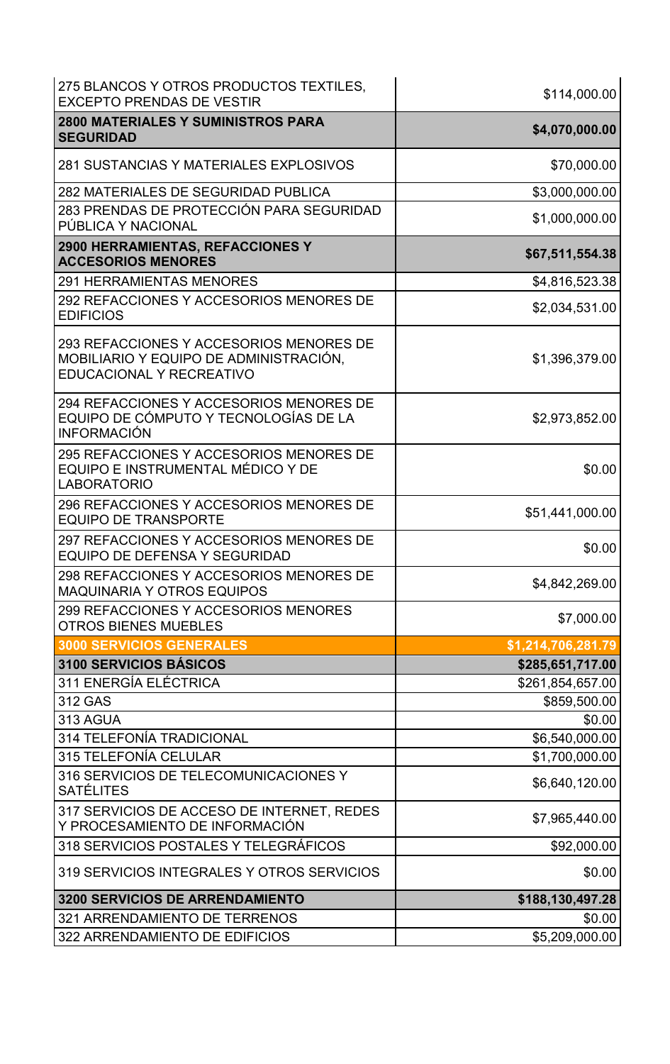| | |
|---|---|
| 275 BLANCOS Y OTROS PRODUCTOS TEXTILES, EXCEPTO PRENDAS DE VESTIR | $114,000.00 |
| **2800 MATERIALES Y SUMINISTROS PARA SEGURIDAD** | **$4,070,000.00** |
| 281 SUSTANCIAS Y MATERIALES EXPLOSIVOS | $70,000.00 |
| 282 MATERIALES DE SEGURIDAD PUBLICA | $3,000,000.00 |
| 283 PRENDAS DE PROTECCIÓN PARA SEGURIDAD PÚBLICA Y NACIONAL | $1,000,000.00 |
| **2900 HERRAMIENTAS, REFACCIONES Y ACCESORIOS MENORES** | **$67,511,554.38** |
| 291 HERRAMIENTAS MENORES | $4,816,523.38 |
| 292 REFACCIONES Y ACCESORIOS MENORES DE EDIFICIOS | $2,034,531.00 |
| 293 REFACCIONES Y ACCESORIOS MENORES DE MOBILIARIO Y EQUIPO DE ADMINISTRACIÓN, EDUCACIONAL Y RECREATIVO | $1,396,379.00 |
| 294 REFACCIONES Y ACCESORIOS MENORES DE EQUIPO DE CÓMPUTO Y TECNOLOGÍAS DE LA INFORMACIÓN | $2,973,852.00 |
| 295 REFACCIONES Y ACCESORIOS MENORES DE EQUIPO E INSTRUMENTAL MÉDICO Y DE LABORATORIO | $0.00 |
| 296 REFACCIONES Y ACCESORIOS MENORES DE EQUIPO DE TRANSPORTE | $51,441,000.00 |
| 297 REFACCIONES Y ACCESORIOS MENORES DE EQUIPO DE DEFENSA Y SEGURIDAD | $0.00 |
| 298 REFACCIONES Y ACCESORIOS MENORES DE MAQUINARIA Y OTROS EQUIPOS | $4,842,269.00 |
| 299 REFACCIONES Y ACCESORIOS MENORES OTROS BIENES MUEBLES | $7,000.00 |
| **3000 SERVICIOS GENERALES** | **$1,214,706,281.79** |
| **3100 SERVICIOS BÁSICOS** | **$285,651,717.00** |
| 311 ENERGÍA ELÉCTRICA | $261,854,657.00 |
| 312 GAS | $859,500.00 |
| 313 AGUA | $0.00 |
| 314 TELEFONÍA TRADICIONAL | $6,540,000.00 |
| 315 TELEFONÍA CELULAR | $1,700,000.00 |
| 316 SERVICIOS DE TELECOMUNICACIONES Y SATÉLITES | $6,640,120.00 |
| 317 SERVICIOS DE ACCESO DE INTERNET, REDES Y PROCESAMIENTO DE INFORMACIÓN | $7,965,440.00 |
| 318 SERVICIOS POSTALES Y TELEGRÁFICOS | $92,000.00 |
| 319 SERVICIOS INTEGRALES Y OTROS SERVICIOS | $0.00 |
| **3200 SERVICIOS DE ARRENDAMIENTO** | **$188,130,497.28** |
| 321 ARRENDAMIENTO DE TERRENOS | $0.00 |
| 322 ARRENDAMIENTO DE EDIFICIOS | $5,209,000.00 |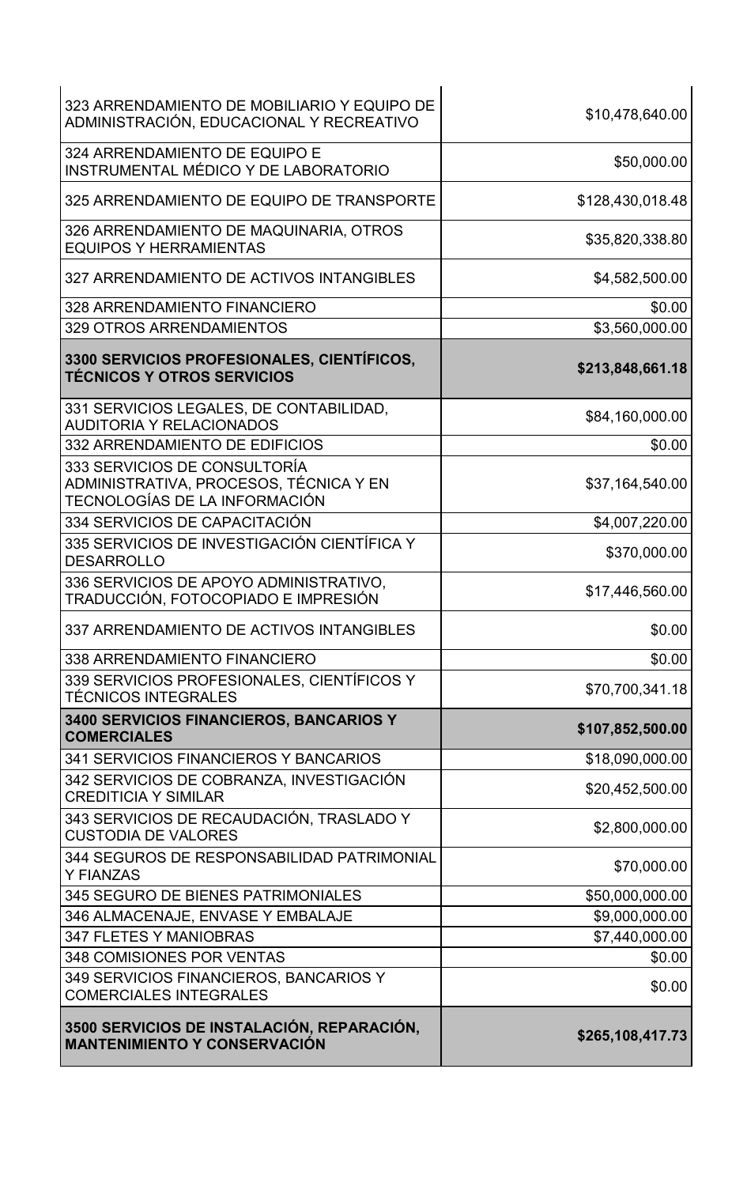| | |
|---|---|
| 323 ARRENDAMIENTO DE MOBILIARIO Y EQUIPO DE ADMINISTRACIÓN, EDUCACIONAL Y RECREATIVO | $10,478,640.00 |
| 324 ARRENDAMIENTO DE EQUIPO E INSTRUMENTAL MÉDICO Y DE LABORATORIO | $50,000.00 |
| 325 ARRENDAMIENTO DE EQUIPO DE TRANSPORTE | $128,430,018.48 |
| 326 ARRENDAMIENTO DE MAQUINARIA, OTROS EQUIPOS Y HERRAMIENTAS | $35,820,338.80 |
| 327 ARRENDAMIENTO DE ACTIVOS INTANGIBLES | $4,582,500.00 |
| 328 ARRENDAMIENTO FINANCIERO | $0.00 |
| 329 OTROS ARRENDAMIENTOS | $3,560,000.00 |
| **3300 SERVICIOS PROFESIONALES, CIENTÍFICOS, TÉCNICOS Y OTROS SERVICIOS** | **$213,848,661.18** |
| 331 SERVICIOS LEGALES, DE CONTABILIDAD, AUDITORIA Y RELACIONADOS | $84,160,000.00 |
| 332 ARRENDAMIENTO DE EDIFICIOS | $0.00 |
| 333 SERVICIOS DE CONSULTORÍA ADMINISTRATIVA, PROCESOS, TÉCNICA Y EN TECNOLOGÍAS DE LA INFORMACIÓN | $37,164,540.00 |
| 334 SERVICIOS DE CAPACITACIÓN | $4,007,220.00 |
| 335 SERVICIOS DE INVESTIGACIÓN CIENTÍFICA Y DESARROLLO | $370,000.00 |
| 336 SERVICIOS DE APOYO ADMINISTRATIVO, TRADUCCIÓN, FOTOCOPIADO E IMPRESIÓN | $17,446,560.00 |
| 337 ARRENDAMIENTO DE ACTIVOS INTANGIBLES | $0.00 |
| 338 ARRENDAMIENTO FINANCIERO | $0.00 |
| 339 SERVICIOS PROFESIONALES, CIENTÍFICOS Y TÉCNICOS INTEGRALES | $70,700,341.18 |
| **3400 SERVICIOS FINANCIEROS, BANCARIOS Y COMERCIALES** | **$107,852,500.00** |
| 341 SERVICIOS FINANCIEROS Y BANCARIOS | $18,090,000.00 |
| 342 SERVICIOS DE COBRANZA, INVESTIGACIÓN CREDITICIA Y SIMILAR | $20,452,500.00 |
| 343 SERVICIOS DE RECAUDACIÓN, TRASLADO Y CUSTODIA DE VALORES | $2,800,000.00 |
| 344 SEGUROS DE RESPONSABILIDAD PATRIMONIAL Y FIANZAS | $70,000.00 |
| 345 SEGURO DE BIENES PATRIMONIALES | $50,000,000.00 |
| 346 ALMACENAJE, ENVASE Y EMBALAJE | $9,000,000.00 |
| 347 FLETES Y MANIOBRAS | $7,440,000.00 |
| 348 COMISIONES POR VENTAS | $0.00 |
| 349 SERVICIOS FINANCIEROS, BANCARIOS Y COMERCIALES INTEGRALES | $0.00 |
| **3500 SERVICIOS DE INSTALACIÓN, REPARACIÓN, MANTENIMIENTO Y CONSERVACIÓN** | **$265,108,417.73** |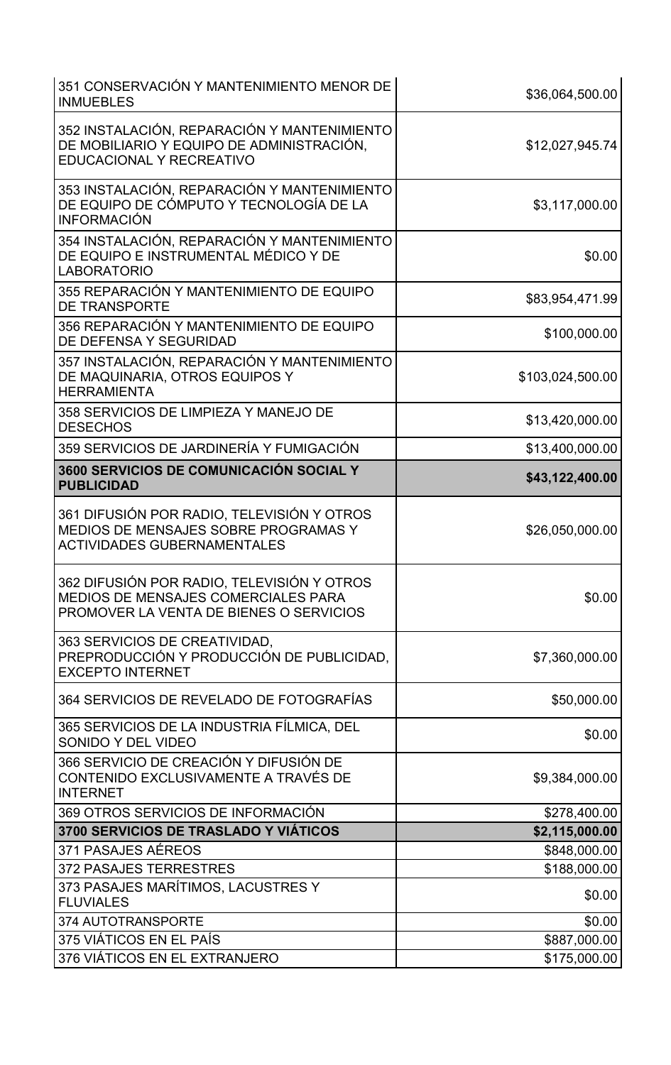| | |
|---|---|
| 351 CONSERVACIÓN Y MANTENIMIENTO MENOR DE INMUEBLES | \$36,064,500.00 |
| 352 INSTALACIÓN, REPARACIÓN Y MANTENIMIENTO DE MOBILIARIO Y EQUIPO DE ADMINISTRACIÓN, EDUCACIONAL Y RECREATIVO | \$12,027,945.74 |
| 353 INSTALACIÓN, REPARACIÓN Y MANTENIMIENTO DE EQUIPO DE CÓMPUTO Y TECNOLOGÍA DE LA INFORMACIÓN | \$3,117,000.00 |
| 354 INSTALACIÓN, REPARACIÓN Y MANTENIMIENTO DE EQUIPO E INSTRUMENTAL MÉDICO Y DE LABORATORIO | \$0.00 |
| 355 REPARACIÓN Y MANTENIMIENTO DE EQUIPO DE TRANSPORTE | \$83,954,471.99 |
| 356 REPARACIÓN Y MANTENIMIENTO DE EQUIPO DE DEFENSA Y SEGURIDAD | \$100,000.00 |
| 357 INSTALACIÓN, REPARACIÓN Y MANTENIMIENTO DE MAQUINARIA, OTROS EQUIPOS Y HERRAMIENTA | \$103,024,500.00 |
| 358 SERVICIOS DE LIMPIEZA Y MANEJO DE DESECHOS | \$13,420,000.00 |
| 359 SERVICIOS DE JARDINERÍA Y FUMIGACIÓN | \$13,400,000.00 |
| **3600 SERVICIOS DE COMUNICACIÓN SOCIAL Y PUBLICIDAD** | **\$43,122,400.00** |
| 361 DIFUSIÓN POR RADIO, TELEVISIÓN Y OTROS MEDIOS DE MENSAJES SOBRE PROGRAMAS Y ACTIVIDADES GUBERNAMENTALES | \$26,050,000.00 |
| 362 DIFUSIÓN POR RADIO, TELEVISIÓN Y OTROS MEDIOS DE MENSAJES COMERCIALES PARA PROMOVER LA VENTA DE BIENES O SERVICIOS | \$0.00 |
| 363 SERVICIOS DE CREATIVIDAD, PREPRODUCCIÓN Y PRODUCCIÓN DE PUBLICIDAD, EXCEPTO INTERNET | \$7,360,000.00 |
| 364 SERVICIOS DE REVELADO DE FOTOGRAFÍAS | \$50,000.00 |
| 365 SERVICIOS DE LA INDUSTRIA FÍLMICA, DEL SONIDO Y DEL VIDEO | \$0.00 |
| 366 SERVICIO DE CREACIÓN Y DIFUSIÓN DE CONTENIDO EXCLUSIVAMENTE A TRAVÉS DE INTERNET | \$9,384,000.00 |
| 369 OTROS SERVICIOS DE INFORMACIÓN | \$278,400.00 |
| **3700 SERVICIOS DE TRASLADO Y VIÁTICOS** | **\$2,115,000.00** |
| 371 PASAJES AÉREOS | \$848,000.00 |
| 372 PASAJES TERRESTRES | \$188,000.00 |
| 373 PASAJES MARÍTIMOS, LACUSTRES Y FLUVIALES | \$0.00 |
| 374 AUTOTRANSPORTE | \$0.00 |
| 375 VIÁTICOS EN EL PAÍS | \$887,000.00 |
| 376 VIÁTICOS EN EL EXTRANJERO | \$175,000.00 |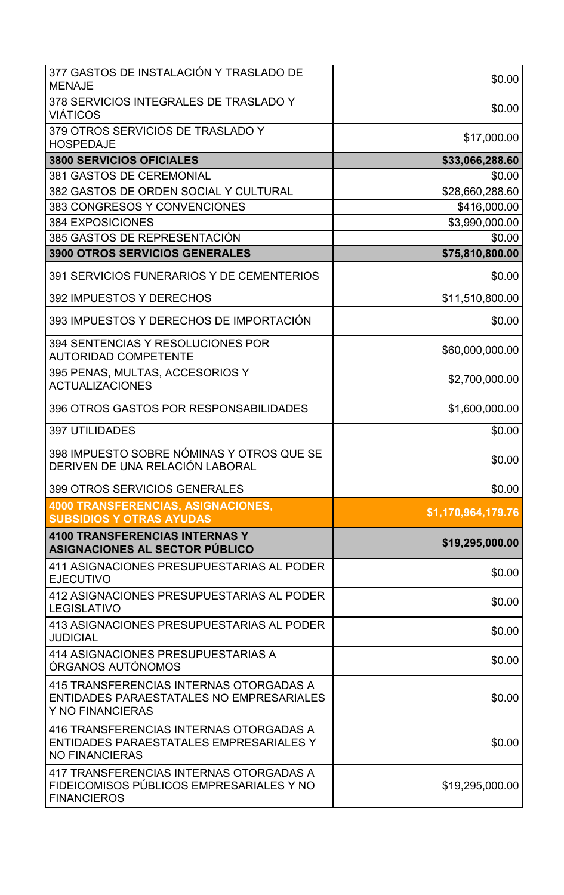| | |
|---|---:|
| 377 GASTOS DE INSTALACIÓN Y TRASLADO DE MENAJE | $0.00 |
| 378 SERVICIOS INTEGRALES DE TRASLADO Y VIÁTICOS | $0.00 |
| 379 OTROS SERVICIOS DE TRASLADO Y HOSPEDAJE | $17,000.00 |
| **3800 SERVICIOS OFICIALES** | **$33,066,288.60** |
| 381 GASTOS DE CEREMONIAL | $0.00 |
| 382 GASTOS DE ORDEN SOCIAL Y CULTURAL | $28,660,288.60 |
| 383 CONGRESOS Y CONVENCIONES | $416,000.00 |
| 384 EXPOSICIONES | $3,990,000.00 |
| 385 GASTOS DE REPRESENTACIÓN | $0.00 |
| **3900 OTROS SERVICIOS GENERALES** | **$75,810,800.00** |
| 391 SERVICIOS FUNERARIOS Y DE CEMENTERIOS | $0.00 |
| 392 IMPUESTOS Y DERECHOS | $11,510,800.00 |
| 393 IMPUESTOS Y DERECHOS DE IMPORTACIÓN | $0.00 |
| 394 SENTENCIAS Y RESOLUCIONES POR AUTORIDAD COMPETENTE | $60,000,000.00 |
| 395 PENAS, MULTAS, ACCESORIOS Y ACTUALIZACIONES | $2,700,000.00 |
| 396 OTROS GASTOS POR RESPONSABILIDADES | $1,600,000.00 |
| 397 UTILIDADES | $0.00 |
| 398 IMPUESTO SOBRE NÓMINAS Y OTROS QUE SE DERIVEN DE UNA RELACIÓN LABORAL | $0.00 |
| 399 OTROS SERVICIOS GENERALES | $0.00 |
| **4000 TRANSFERENCIAS, ASIGNACIONES, SUBSIDIOS Y OTRAS AYUDAS** | **$1,170,964,179.76** |
| **4100 TRANSFERENCIAS INTERNAS Y ASIGNACIONES AL SECTOR PÚBLICO** | **$19,295,000.00** |
| 411 ASIGNACIONES PRESUPUESTARIAS AL PODER EJECUTIVO | $0.00 |
| 412 ASIGNACIONES PRESUPUESTARIAS AL PODER LEGISLATIVO | $0.00 |
| 413 ASIGNACIONES PRESUPUESTARIAS AL PODER JUDICIAL | $0.00 |
| 414 ASIGNACIONES PRESUPUESTARIAS A ÓRGANOS AUTÓNOMOS | $0.00 |
| 415 TRANSFERENCIAS INTERNAS OTORGADAS A ENTIDADES PARAESTATALES NO EMPRESARIALES Y NO FINANCIERAS | $0.00 |
| 416 TRANSFERENCIAS INTERNAS OTORGADAS A ENTIDADES PARAESTATALES EMPRESARIALES Y NO FINANCIERAS | $0.00 |
| 417 TRANSFERENCIAS INTERNAS OTORGADAS A FIDEICOMISOS PÚBLICOS EMPRESARIALES Y NO FINANCIEROS | $19,295,000.00 |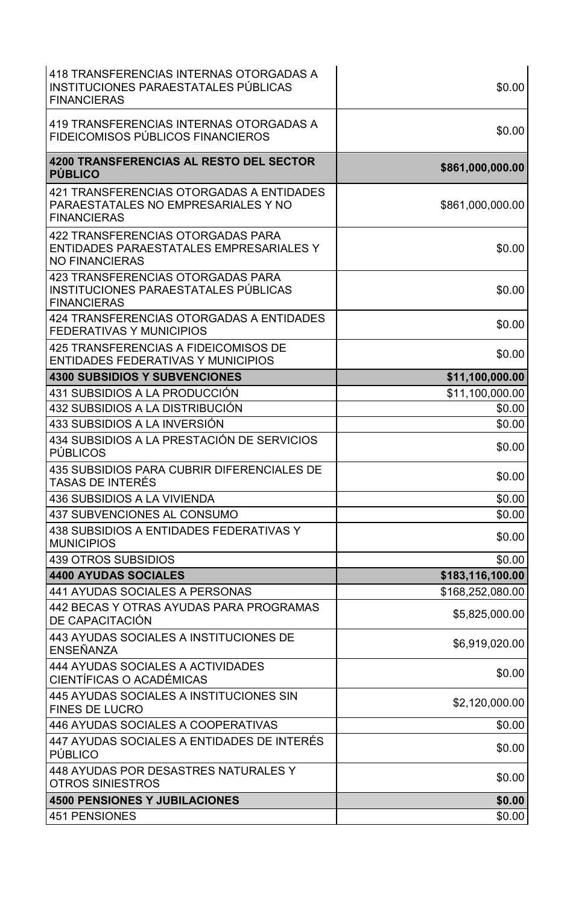| | |
|---|---:|
| 418 TRANSFERENCIAS INTERNAS OTORGADAS A INSTITUCIONES PARAESTATALES PÚBLICAS FINANCIERAS | $0.00 |
| 419 TRANSFERENCIAS INTERNAS OTORGADAS A FIDEICOMISOS PÚBLICOS FINANCIEROS | $0.00 |
| **4200 TRANSFERENCIAS AL RESTO DEL SECTOR PÚBLICO** | **$861,000,000.00** |
| 421 TRANSFERENCIAS OTORGADAS A ENTIDADES PARAESTATALES NO EMPRESARIALES Y NO FINANCIERAS | $861,000,000.00 |
| 422 TRANSFERENCIAS OTORGADAS PARA ENTIDADES PARAESTATALES EMPRESARIALES Y NO FINANCIERAS | $0.00 |
| 423 TRANSFERENCIAS OTORGADAS PARA INSTITUCIONES PARAESTATALES PÚBLICAS FINANCIERAS | $0.00 |
| 424 TRANSFERENCIAS OTORGADAS A ENTIDADES FEDERATIVAS Y MUNICIPIOS | $0.00 |
| 425 TRANSFERENCIAS A FIDEICOMISOS DE ENTIDADES FEDERATIVAS Y MUNICIPIOS | $0.00 |
| **4300 SUBSIDIOS Y SUBVENCIONES** | **$11,100,000.00** |
| 431 SUBSIDIOS A LA PRODUCCIÓN | $11,100,000.00 |
| 432 SUBSIDIOS A LA DISTRIBUCIÓN | $0.00 |
| 433 SUBSIDIOS A LA INVERSIÓN | $0.00 |
| 434 SUBSIDIOS A LA PRESTACIÓN DE SERVICIOS PÚBLICOS | $0.00 |
| 435 SUBSIDIOS PARA CUBRIR DIFERENCIALES DE TASAS DE INTERÉS | $0.00 |
| 436 SUBSIDIOS A LA VIVIENDA | $0.00 |
| 437 SUBVENCIONES AL CONSUMO | $0.00 |
| 438 SUBSIDIOS A ENTIDADES FEDERATIVAS Y MUNICIPIOS | $0.00 |
| 439 OTROS SUBSIDIOS | $0.00 |
| **4400 AYUDAS SOCIALES** | **$183,116,100.00** |
| 441 AYUDAS SOCIALES A PERSONAS | $168,252,080.00 |
| 442 BECAS Y OTRAS AYUDAS PARA PROGRAMAS DE CAPACITACIÓN | $5,825,000.00 |
| 443 AYUDAS SOCIALES A INSTITUCIONES DE ENSEÑANZA | $6,919,020.00 |
| 444 AYUDAS SOCIALES A ACTIVIDADES CIENTÍFICAS O ACADÉMICAS | $0.00 |
| 445 AYUDAS SOCIALES A INSTITUCIONES SIN FINES DE LUCRO | $2,120,000.00 |
| 446 AYUDAS SOCIALES A COOPERATIVAS | $0.00 |
| 447 AYUDAS SOCIALES A ENTIDADES DE INTERÉS PÚBLICO | $0.00 |
| 448 AYUDAS POR DESASTRES NATURALES Y OTROS SINIESTROS | $0.00 |
| **4500 PENSIONES Y JUBILACIONES** | **$0.00** |
| 451 PENSIONES | $0.00 |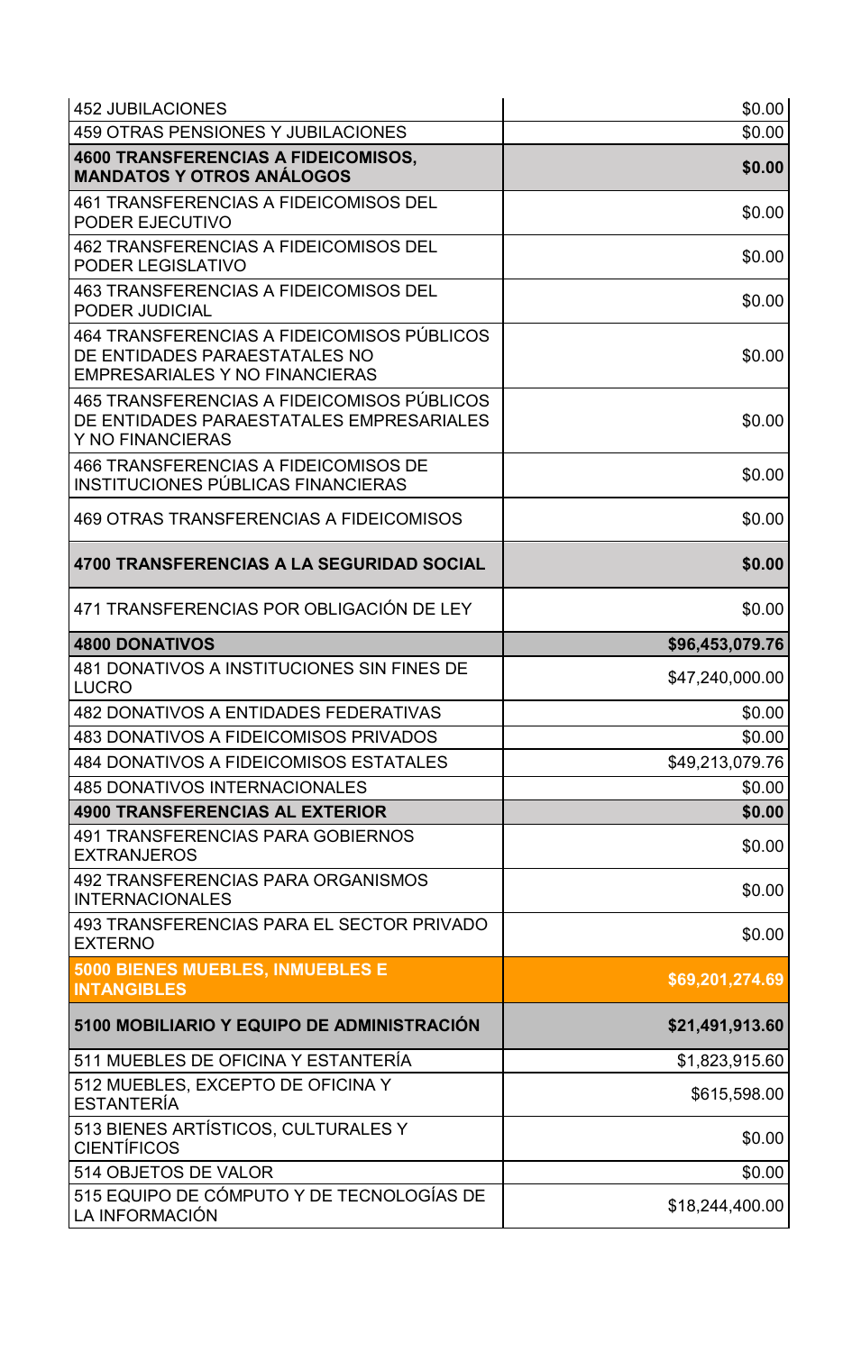| | |
|---|---|
| 452 JUBILACIONES | $0.00 |
| 459 OTRAS PENSIONES Y JUBILACIONES | $0.00 |
| **4600 TRANSFERENCIAS A FIDEICOMISOS, MANDATOS Y OTROS ANÁLOGOS** | **$0.00** |
| 461 TRANSFERENCIAS A FIDEICOMISOS DEL PODER EJECUTIVO | $0.00 |
| 462 TRANSFERENCIAS A FIDEICOMISOS DEL PODER LEGISLATIVO | $0.00 |
| 463 TRANSFERENCIAS A FIDEICOMISOS DEL PODER JUDICIAL | $0.00 |
| 464 TRANSFERENCIAS A FIDEICOMISOS PÚBLICOS DE ENTIDADES PARAESTATALES NO EMPRESARIALES Y NO FINANCIERAS | $0.00 |
| 465 TRANSFERENCIAS A FIDEICOMISOS PÚBLICOS DE ENTIDADES PARAESTATALES EMPRESARIALES Y NO FINANCIERAS | $0.00 |
| 466 TRANSFERENCIAS A FIDEICOMISOS DE INSTITUCIONES PÚBLICAS FINANCIERAS | $0.00 |
| 469 OTRAS TRANSFERENCIAS A FIDEICOMISOS | $0.00 |
| **4700 TRANSFERENCIAS A LA SEGURIDAD SOCIAL** | **$0.00** |
| 471 TRANSFERENCIAS POR OBLIGACIÓN DE LEY | $0.00 |
| **4800 DONATIVOS** | **$96,453,079.76** |
| 481 DONATIVOS A INSTITUCIONES SIN FINES DE LUCRO | $47,240,000.00 |
| 482 DONATIVOS A ENTIDADES FEDERATIVAS | $0.00 |
| 483 DONATIVOS A FIDEICOMISOS PRIVADOS | $0.00 |
| 484 DONATIVOS A FIDEICOMISOS ESTATALES | $49,213,079.76 |
| 485 DONATIVOS INTERNACIONALES | $0.00 |
| **4900 TRANSFERENCIAS AL EXTERIOR** | **$0.00** |
| 491 TRANSFERENCIAS PARA GOBIERNOS EXTRANJEROS | $0.00 |
| 492 TRANSFERENCIAS PARA ORGANISMOS INTERNACIONALES | $0.00 |
| 493 TRANSFERENCIAS PARA EL SECTOR PRIVADO EXTERNO | $0.00 |
| **5000 BIENES MUEBLES, INMUEBLES E INTANGIBLES** | **$69,201,274.69** |
| **5100 MOBILIARIO Y EQUIPO DE ADMINISTRACIÓN** | **$21,491,913.60** |
| 511 MUEBLES DE OFICINA Y ESTANTERÍA | $1,823,915.60 |
| 512 MUEBLES, EXCEPTO DE OFICINA Y ESTANTERÍA | $615,598.00 |
| 513 BIENES ARTÍSTICOS, CULTURALES Y CIENTÍFICOS | $0.00 |
| 514 OBJETOS DE VALOR | $0.00 |
| 515 EQUIPO DE CÓMPUTO Y DE TECNOLOGÍAS DE LA INFORMACIÓN | $18,244,400.00 |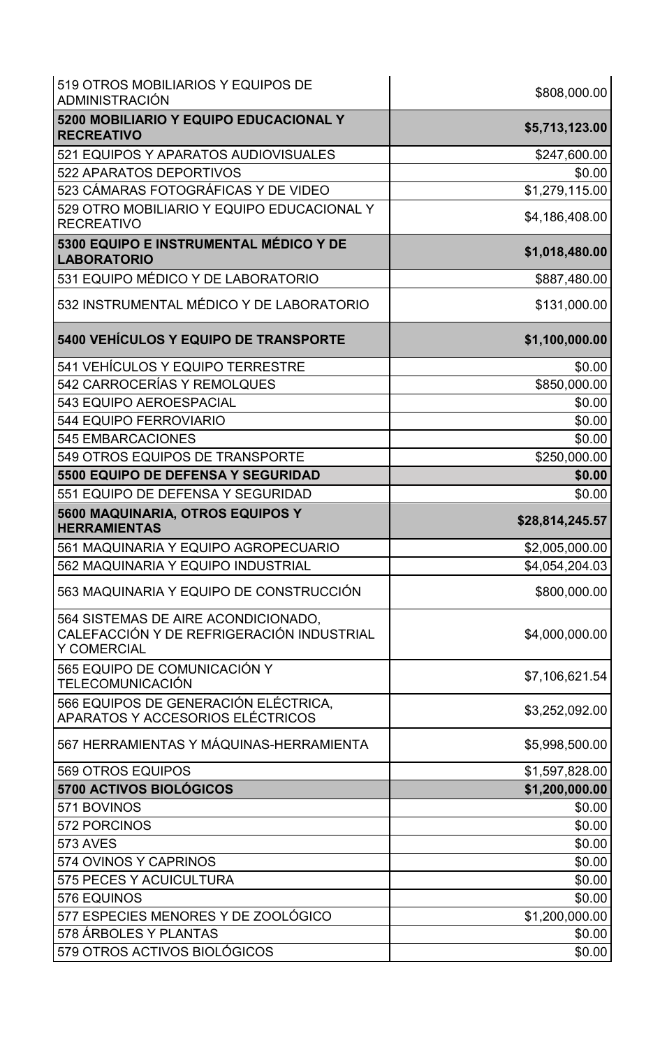| | |
|---|---|
| 519 OTROS MOBILIARIOS Y EQUIPOS DE ADMINISTRACIÓN | \$808,000.00 |
| **5200 MOBILIARIO Y EQUIPO EDUCACIONAL Y RECREATIVO** | **\$5,713,123.00** |
| 521 EQUIPOS Y APARATOS AUDIOVISUALES | \$247,600.00 |
| 522 APARATOS DEPORTIVOS | \$0.00 |
| 523 CÁMARAS FOTOGRÁFICAS Y DE VIDEO | \$1,279,115.00 |
| 529 OTRO MOBILIARIO Y EQUIPO EDUCACIONAL Y RECREATIVO | \$4,186,408.00 |
| **5300 EQUIPO E INSTRUMENTAL MÉDICO Y DE LABORATORIO** | **\$1,018,480.00** |
| 531 EQUIPO MÉDICO Y DE LABORATORIO | \$887,480.00 |
| 532 INSTRUMENTAL MÉDICO Y DE LABORATORIO | \$131,000.00 |
| **5400 VEHÍCULOS Y EQUIPO DE TRANSPORTE** | **\$1,100,000.00** |
| 541 VEHÍCULOS Y EQUIPO TERRESTRE | \$0.00 |
| 542 CARROCERÍAS Y REMOLQUES | \$850,000.00 |
| 543 EQUIPO AEROESPACIAL | \$0.00 |
| 544 EQUIPO FERROVIARIO | \$0.00 |
| 545 EMBARCACIONES | \$0.00 |
| 549 OTROS EQUIPOS DE TRANSPORTE | \$250,000.00 |
| **5500 EQUIPO DE DEFENSA Y SEGURIDAD** | **\$0.00** |
| 551 EQUIPO DE DEFENSA Y SEGURIDAD | \$0.00 |
| **5600 MAQUINARIA, OTROS EQUIPOS Y HERRAMIENTAS** | **\$28,814,245.57** |
| 561 MAQUINARIA Y EQUIPO AGROPECUARIO | \$2,005,000.00 |
| 562 MAQUINARIA Y EQUIPO INDUSTRIAL | \$4,054,204.03 |
| 563 MAQUINARIA Y EQUIPO DE CONSTRUCCIÓN | \$800,000.00 |
| 564 SISTEMAS DE AIRE ACONDICIONADO, CALEFACCIÓN Y DE REFRIGERACIÓN INDUSTRIAL Y COMERCIAL | \$4,000,000.00 |
| 565 EQUIPO DE COMUNICACIÓN Y TELECOMUNICACIÓN | \$7,106,621.54 |
| 566 EQUIPOS DE GENERACIÓN ELÉCTRICA, APARATOS Y ACCESORIOS ELÉCTRICOS | \$3,252,092.00 |
| 567 HERRAMIENTAS Y MÁQUINAS-HERRAMIENTA | \$5,998,500.00 |
| 569 OTROS EQUIPOS | \$1,597,828.00 |
| **5700 ACTIVOS BIOLÓGICOS** | **\$1,200,000.00** |
| 571 BOVINOS | \$0.00 |
| 572 PORCINOS | \$0.00 |
| 573 AVES | \$0.00 |
| 574 OVINOS Y CAPRINOS | \$0.00 |
| 575 PECES Y ACUICULTURA | \$0.00 |
| 576 EQUINOS | \$0.00 |
| 577 ESPECIES MENORES Y DE ZOOLÓGICO | \$1,200,000.00 |
| 578 ÁRBOLES Y PLANTAS | \$0.00 |
| 579 OTROS ACTIVOS BIOLÓGICOS | \$0.00 |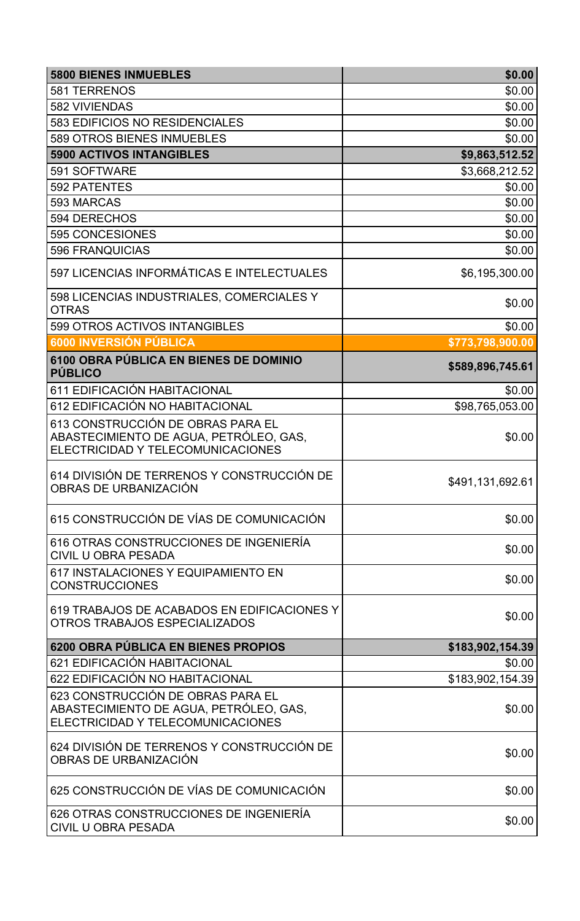| **5800 BIENES INMUEBLES** | **$0.00** |
|---|---|
| 581 TERRENOS | $0.00 |
| 582 VIVIENDAS | $0.00 |
| 583 EDIFICIOS NO RESIDENCIALES | $0.00 |
| 589 OTROS BIENES INMUEBLES | $0.00 |
| **5900 ACTIVOS INTANGIBLES** | **$9,863,512.52** |
| 591 SOFTWARE | $3,668,212.52 |
| 592 PATENTES | $0.00 |
| 593 MARCAS | $0.00 |
| 594 DERECHOS | $0.00 |
| 595 CONCESIONES | $0.00 |
| 596 FRANQUICIAS | $0.00 |
| 597 LICENCIAS INFORMÁTICAS E INTELECTUALES | $6,195,300.00 |
| 598 LICENCIAS INDUSTRIALES, COMERCIALES Y OTRAS | $0.00 |
| 599 OTROS ACTIVOS INTANGIBLES | $0.00 |
| **6000 INVERSIÓN PÚBLICA** | **$773,798,900.00** |
| **6100 OBRA PÚBLICA EN BIENES DE DOMINIO PÚBLICO** | **$589,896,745.61** |
| 611 EDIFICACIÓN HABITACIONAL | $0.00 |
| 612 EDIFICACIÓN NO HABITACIONAL | $98,765,053.00 |
| 613 CONSTRUCCIÓN DE OBRAS PARA EL ABASTECIMIENTO DE AGUA, PETRÓLEO, GAS, ELECTRICIDAD Y TELECOMUNICACIONES | $0.00 |
| 614 DIVISIÓN DE TERRENOS Y CONSTRUCCIÓN DE OBRAS DE URBANIZACIÓN | $491,131,692.61 |
| 615 CONSTRUCCIÓN DE VÍAS DE COMUNICACIÓN | $0.00 |
| 616 OTRAS CONSTRUCCIONES DE INGENIERÍA CIVIL U OBRA PESADA | $0.00 |
| 617 INSTALACIONES Y EQUIPAMIENTO EN CONSTRUCCIONES | $0.00 |
| 619 TRABAJOS DE ACABADOS EN EDIFICACIONES Y OTROS TRABAJOS ESPECIALIZADOS | $0.00 |
| **6200 OBRA PÚBLICA EN BIENES PROPIOS** | **$183,902,154.39** |
| 621 EDIFICACIÓN HABITACIONAL | $0.00 |
| 622 EDIFICACIÓN NO HABITACIONAL | $183,902,154.39 |
| 623 CONSTRUCCIÓN DE OBRAS PARA EL ABASTECIMIENTO DE AGUA, PETRÓLEO, GAS, ELECTRICIDAD Y TELECOMUNICACIONES | $0.00 |
| 624 DIVISIÓN DE TERRENOS Y CONSTRUCCIÓN DE OBRAS DE URBANIZACIÓN | $0.00 |
| 625 CONSTRUCCIÓN DE VÍAS DE COMUNICACIÓN | $0.00 |
| 626 OTRAS CONSTRUCCIONES DE INGENIERÍA CIVIL U OBRA PESADA | $0.00 |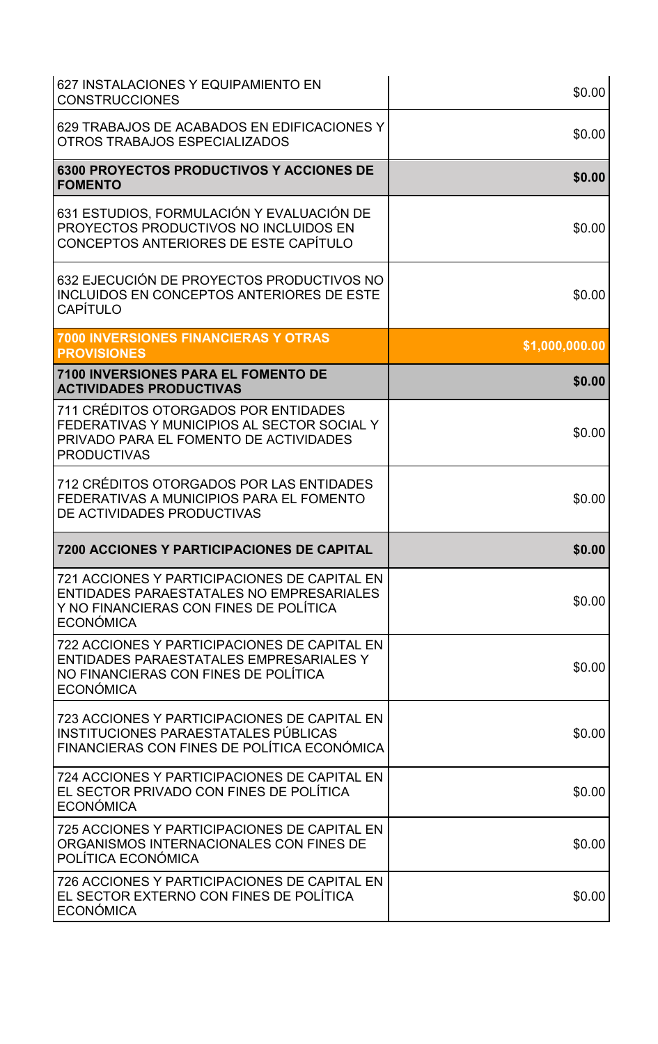| | |
|---|---:|
| 627 INSTALACIONES Y EQUIPAMIENTO EN CONSTRUCCIONES | $0.00 |
| 629 TRABAJOS DE ACABADOS EN EDIFICACIONES Y OTROS TRABAJOS ESPECIALIZADOS | $0.00 |
| **6300 PROYECTOS PRODUCTIVOS Y ACCIONES DE FOMENTO** | **$0.00** |
| 631 ESTUDIOS, FORMULACIÓN Y EVALUACIÓN DE PROYECTOS PRODUCTIVOS NO INCLUIDOS EN CONCEPTOS ANTERIORES DE ESTE CAPÍTULO | $0.00 |
| 632 EJECUCIÓN DE PROYECTOS PRODUCTIVOS NO INCLUIDOS EN CONCEPTOS ANTERIORES DE ESTE CAPÍTULO | $0.00 |
| **7000 INVERSIONES FINANCIERAS Y OTRAS PROVISIONES** | **$1,000,000.00** |
| **7100 INVERSIONES PARA EL FOMENTO DE ACTIVIDADES PRODUCTIVAS** | **$0.00** |
| 711 CRÉDITOS OTORGADOS POR ENTIDADES FEDERATIVAS Y MUNICIPIOS AL SECTOR SOCIAL Y PRIVADO PARA EL FOMENTO DE ACTIVIDADES PRODUCTIVAS | $0.00 |
| 712 CRÉDITOS OTORGADOS POR LAS ENTIDADES FEDERATIVAS A MUNICIPIOS PARA EL FOMENTO DE ACTIVIDADES PRODUCTIVAS | $0.00 |
| **7200 ACCIONES Y PARTICIPACIONES DE CAPITAL** | **$0.00** |
| 721 ACCIONES Y PARTICIPACIONES DE CAPITAL EN ENTIDADES PARAESTATALES NO EMPRESARIALES Y NO FINANCIERAS CON FINES DE POLÍTICA ECONÓMICA | $0.00 |
| 722 ACCIONES Y PARTICIPACIONES DE CAPITAL EN ENTIDADES PARAESTATALES EMPRESARIALES Y NO FINANCIERAS CON FINES DE POLÍTICA ECONÓMICA | $0.00 |
| 723 ACCIONES Y PARTICIPACIONES DE CAPITAL EN INSTITUCIONES PARAESTATALES PÚBLICAS FINANCIERAS CON FINES DE POLÍTICA ECONÓMICA | $0.00 |
| 724 ACCIONES Y PARTICIPACIONES DE CAPITAL EN EL SECTOR PRIVADO CON FINES DE POLÍTICA ECONÓMICA | $0.00 |
| 725 ACCIONES Y PARTICIPACIONES DE CAPITAL EN ORGANISMOS INTERNACIONALES CON FINES DE POLÍTICA ECONÓMICA | $0.00 |
| 726 ACCIONES Y PARTICIPACIONES DE CAPITAL EN EL SECTOR EXTERNO CON FINES DE POLÍTICA ECONÓMICA | $0.00 |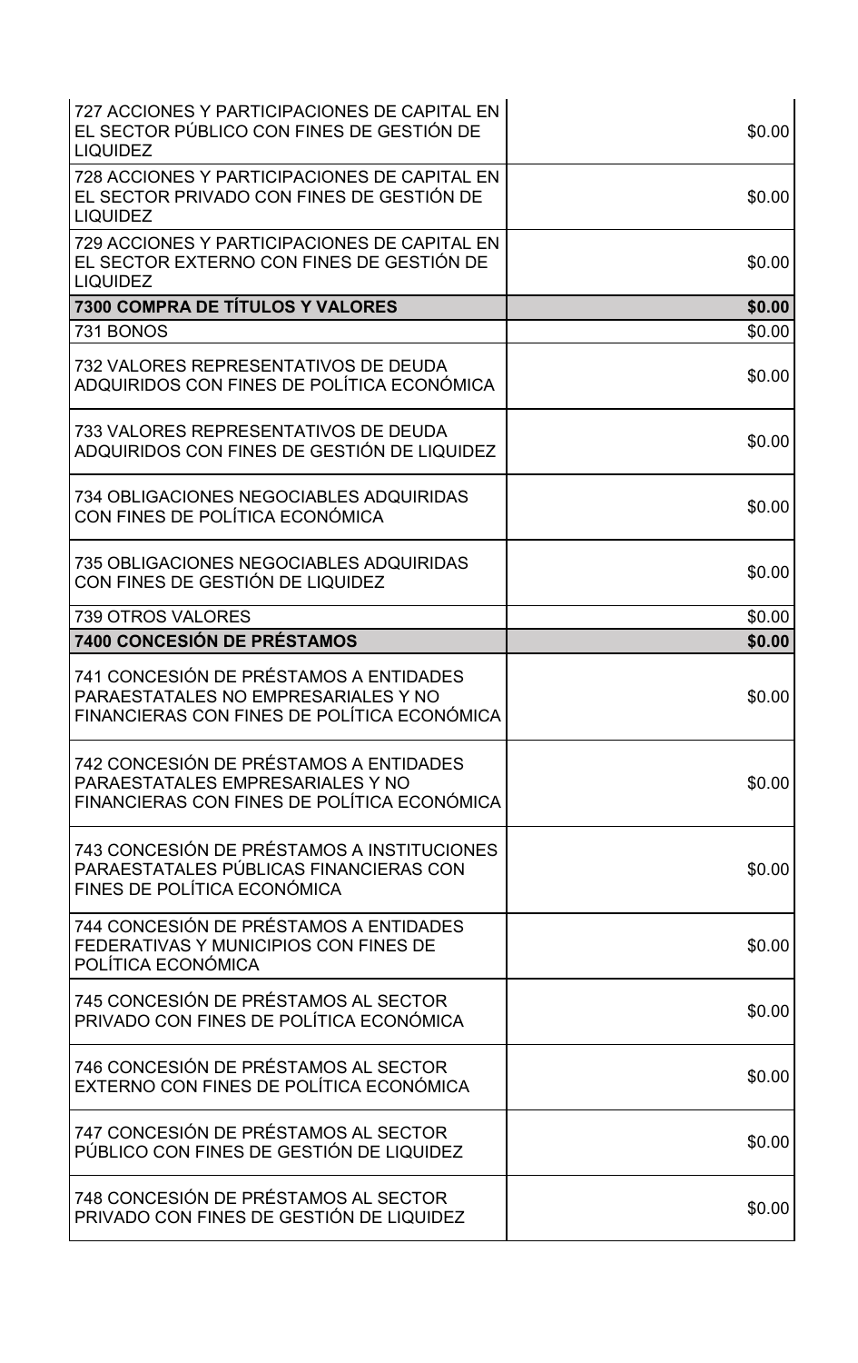| | |
|---|---|
| 727 ACCIONES Y PARTICIPACIONES DE CAPITAL EN EL SECTOR PÚBLICO CON FINES DE GESTIÓN DE LIQUIDEZ | $0.00 |
| 728 ACCIONES Y PARTICIPACIONES DE CAPITAL EN EL SECTOR PRIVADO CON FINES DE GESTIÓN DE LIQUIDEZ | $0.00 |
| 729 ACCIONES Y PARTICIPACIONES DE CAPITAL EN EL SECTOR EXTERNO CON FINES DE GESTIÓN DE LIQUIDEZ | $0.00 |
| **7300 COMPRA DE TÍTULOS Y VALORES** | **$0.00** |
| 731 BONOS | $0.00 |
| 732 VALORES REPRESENTATIVOS DE DEUDA ADQUIRIDOS CON FINES DE POLÍTICA ECONÓMICA | $0.00 |
| 733 VALORES REPRESENTATIVOS DE DEUDA ADQUIRIDOS CON FINES DE GESTIÓN DE LIQUIDEZ | $0.00 |
| 734 OBLIGACIONES NEGOCIABLES ADQUIRIDAS CON FINES DE POLÍTICA ECONÓMICA | $0.00 |
| 735 OBLIGACIONES NEGOCIABLES ADQUIRIDAS CON FINES DE GESTIÓN DE LIQUIDEZ | $0.00 |
| 739 OTROS VALORES | $0.00 |
| **7400 CONCESIÓN DE PRÉSTAMOS** | **$0.00** |
| 741 CONCESIÓN DE PRÉSTAMOS A ENTIDADES PARAESTATALES NO EMPRESARIALES Y NO FINANCIERAS CON FINES DE POLÍTICA ECONÓMICA | $0.00 |
| 742 CONCESIÓN DE PRÉSTAMOS A ENTIDADES PARAESTATALES EMPRESARIALES Y NO FINANCIERAS CON FINES DE POLÍTICA ECONÓMICA | $0.00 |
| 743 CONCESIÓN DE PRÉSTAMOS A INSTITUCIONES PARAESTATALES PÚBLICAS FINANCIERAS CON FINES DE POLÍTICA ECONÓMICA | $0.00 |
| 744 CONCESIÓN DE PRÉSTAMOS A ENTIDADES FEDERATIVAS Y MUNICIPIOS CON FINES DE POLÍTICA ECONÓMICA | $0.00 |
| 745 CONCESIÓN DE PRÉSTAMOS AL SECTOR PRIVADO CON FINES DE POLÍTICA ECONÓMICA | $0.00 |
| 746 CONCESIÓN DE PRÉSTAMOS AL SECTOR EXTERNO CON FINES DE POLÍTICA ECONÓMICA | $0.00 |
| 747 CONCESIÓN DE PRÉSTAMOS AL SECTOR PÚBLICO CON FINES DE GESTIÓN DE LIQUIDEZ | $0.00 |
| 748 CONCESIÓN DE PRÉSTAMOS AL SECTOR PRIVADO CON FINES DE GESTIÓN DE LIQUIDEZ | $0.00 |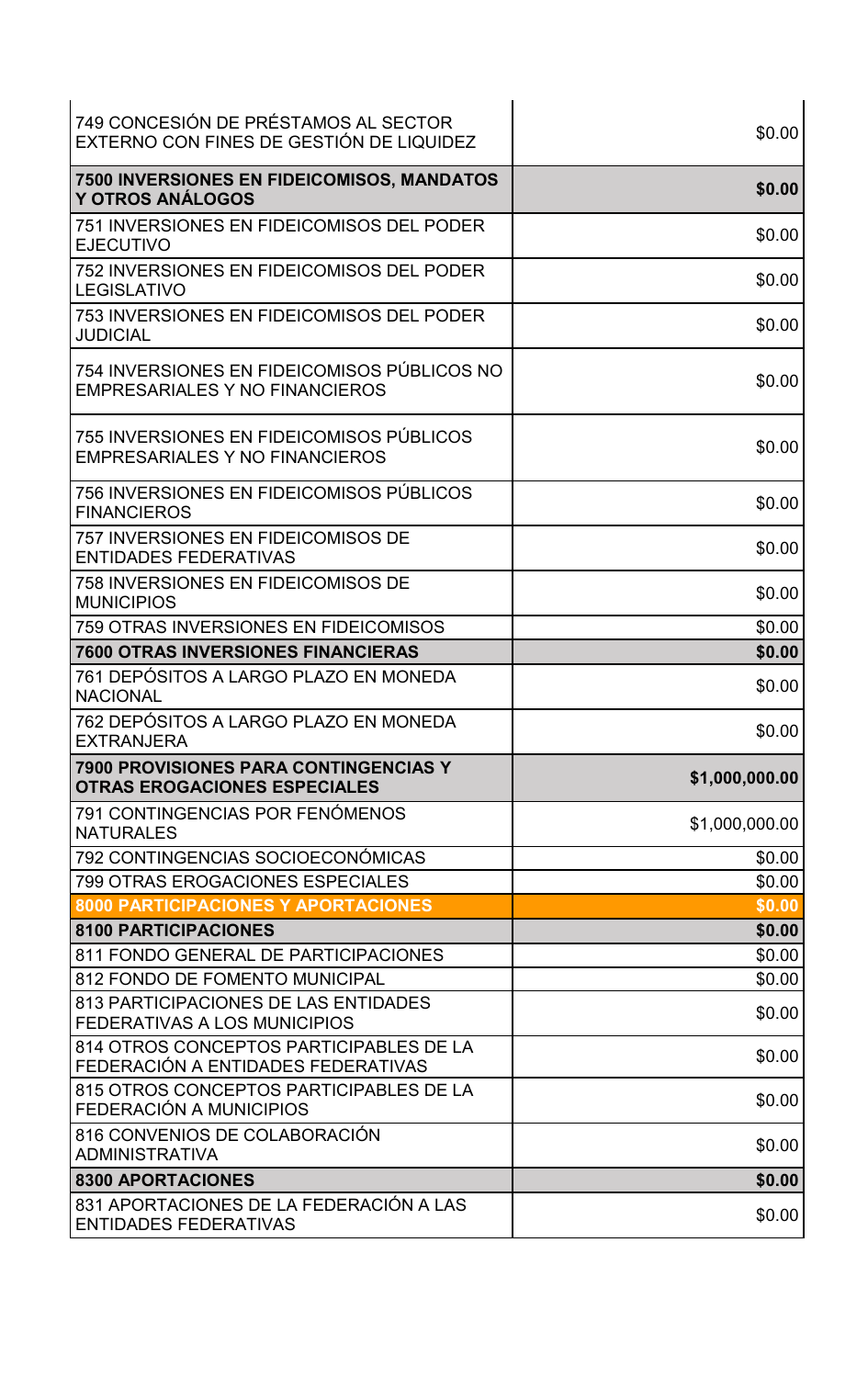| | |
|---|---|
| 749 CONCESIÓN DE PRÉSTAMOS AL SECTOR EXTERNO CON FINES DE GESTIÓN DE LIQUIDEZ | $0.00 |
| **7500 INVERSIONES EN FIDEICOMISOS, MANDATOS Y OTROS ANÁLOGOS** | **$0.00** |
| 751 INVERSIONES EN FIDEICOMISOS DEL PODER EJECUTIVO | $0.00 |
| 752 INVERSIONES EN FIDEICOMISOS DEL PODER LEGISLATIVO | $0.00 |
| 753 INVERSIONES EN FIDEICOMISOS DEL PODER JUDICIAL | $0.00 |
| 754 INVERSIONES EN FIDEICOMISOS PÚBLICOS NO EMPRESARIALES Y NO FINANCIEROS | $0.00 |
| 755 INVERSIONES EN FIDEICOMISOS PÚBLICOS EMPRESARIALES Y NO FINANCIEROS | $0.00 |
| 756 INVERSIONES EN FIDEICOMISOS PÚBLICOS FINANCIEROS | $0.00 |
| 757 INVERSIONES EN FIDEICOMISOS DE ENTIDADES FEDERATIVAS | $0.00 |
| 758 INVERSIONES EN FIDEICOMISOS DE MUNICIPIOS | $0.00 |
| 759 OTRAS INVERSIONES EN FIDEICOMISOS | $0.00 |
| **7600 OTRAS INVERSIONES FINANCIERAS** | **$0.00** |
| 761 DEPÓSITOS A LARGO PLAZO EN MONEDA NACIONAL | $0.00 |
| 762 DEPÓSITOS A LARGO PLAZO EN MONEDA EXTRANJERA | $0.00 |
| **7900 PROVISIONES PARA CONTINGENCIAS Y OTRAS EROGACIONES ESPECIALES** | **$1,000,000.00** |
| 791 CONTINGENCIAS POR FENÓMENOS NATURALES | $1,000,000.00 |
| 792 CONTINGENCIAS SOCIOECONÓMICAS | $0.00 |
| 799 OTRAS EROGACIONES ESPECIALES | $0.00 |
| **8000 PARTICIPACIONES Y APORTACIONES** | **$0.00** |
| **8100 PARTICIPACIONES** | **$0.00** |
| 811 FONDO GENERAL DE PARTICIPACIONES | $0.00 |
| 812 FONDO DE FOMENTO MUNICIPAL | $0.00 |
| 813 PARTICIPACIONES DE LAS ENTIDADES FEDERATIVAS A LOS MUNICIPIOS | $0.00 |
| 814 OTROS CONCEPTOS PARTICIPABLES DE LA FEDERACIÓN A ENTIDADES FEDERATIVAS | $0.00 |
| 815 OTROS CONCEPTOS PARTICIPABLES DE LA FEDERACIÓN A MUNICIPIOS | $0.00 |
| 816 CONVENIOS DE COLABORACIÓN ADMINISTRATIVA | $0.00 |
| **8300 APORTACIONES** | **$0.00** |
| 831 APORTACIONES DE LA FEDERACIÓN A LAS ENTIDADES FEDERATIVAS | $0.00 |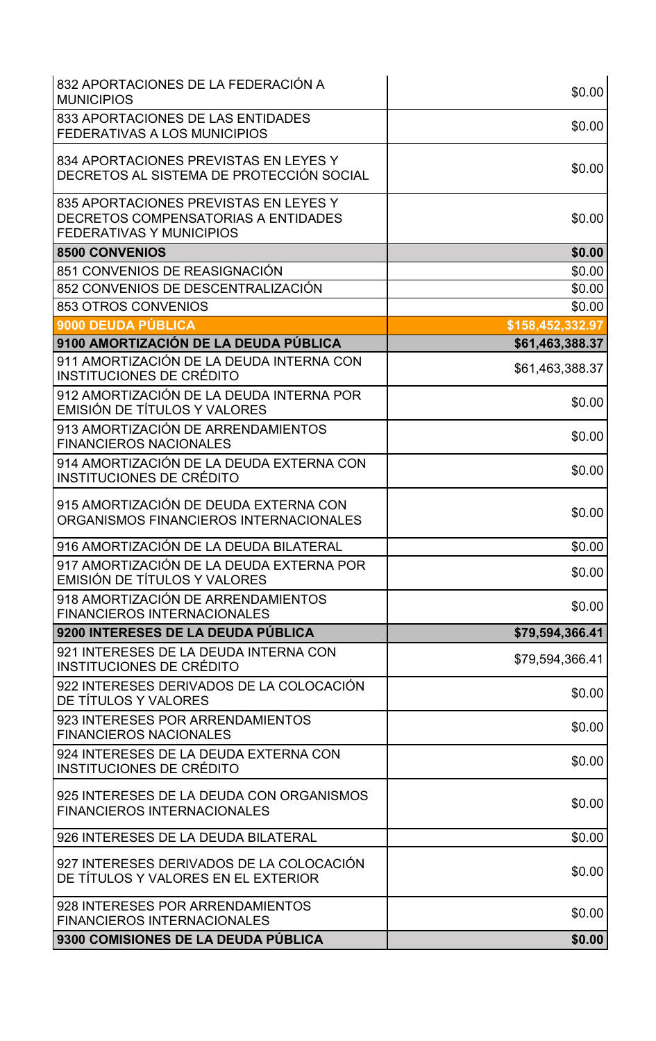| | |
|---|---|
| 832 APORTACIONES DE LA FEDERACIÓN A MUNICIPIOS | $0.00 |
| 833 APORTACIONES DE LAS ENTIDADES FEDERATIVAS A LOS MUNICIPIOS | $0.00 |
| 834 APORTACIONES PREVISTAS EN LEYES Y DECRETOS AL SISTEMA DE PROTECCIÓN SOCIAL | $0.00 |
| 835 APORTACIONES PREVISTAS EN LEYES Y DECRETOS COMPENSATORIAS A ENTIDADES FEDERATIVAS Y MUNICIPIOS | $0.00 |
| **8500 CONVENIOS** | **$0.00** |
| 851 CONVENIOS DE REASIGNACIÓN | $0.00 |
| 852 CONVENIOS DE DESCENTRALIZACIÓN | $0.00 |
| 853 OTROS CONVENIOS | $0.00 |
| **9000 DEUDA PÚBLICA** | **$158,452,332.97** |
| **9100 AMORTIZACIÓN DE LA DEUDA PÚBLICA** | **$61,463,388.37** |
| 911 AMORTIZACIÓN DE LA DEUDA INTERNA CON INSTITUCIONES DE CRÉDITO | $61,463,388.37 |
| 912 AMORTIZACIÓN DE LA DEUDA INTERNA POR EMISIÓN DE TÍTULOS Y VALORES | $0.00 |
| 913 AMORTIZACIÓN DE ARRENDAMIENTOS FINANCIEROS NACIONALES | $0.00 |
| 914 AMORTIZACIÓN DE LA DEUDA EXTERNA CON INSTITUCIONES DE CRÉDITO | $0.00 |
| 915 AMORTIZACIÓN DE DEUDA EXTERNA CON ORGANISMOS FINANCIEROS INTERNACIONALES | $0.00 |
| 916 AMORTIZACIÓN DE LA DEUDA BILATERAL | $0.00 |
| 917 AMORTIZACIÓN DE LA DEUDA EXTERNA POR EMISIÓN DE TÍTULOS Y VALORES | $0.00 |
| 918 AMORTIZACIÓN DE ARRENDAMIENTOS FINANCIEROS INTERNACIONALES | $0.00 |
| **9200 INTERESES DE LA DEUDA PÚBLICA** | **$79,594,366.41** |
| 921 INTERESES DE LA DEUDA INTERNA CON INSTITUCIONES DE CRÉDITO | $79,594,366.41 |
| 922 INTERESES DERIVADOS DE LA COLOCACIÓN DE TÍTULOS Y VALORES | $0.00 |
| 923 INTERESES POR ARRENDAMIENTOS FINANCIEROS NACIONALES | $0.00 |
| 924 INTERESES DE LA DEUDA EXTERNA CON INSTITUCIONES DE CRÉDITO | $0.00 |
| 925 INTERESES DE LA DEUDA CON ORGANISMOS FINANCIEROS INTERNACIONALES | $0.00 |
| 926 INTERESES DE LA DEUDA BILATERAL | $0.00 |
| 927 INTERESES DERIVADOS DE LA COLOCACIÓN DE TÍTULOS Y VALORES EN EL EXTERIOR | $0.00 |
| 928 INTERESES POR ARRENDAMIENTOS FINANCIEROS INTERNACIONALES | $0.00 |
| **9300 COMISIONES DE LA DEUDA PÚBLICA** | **$0.00** |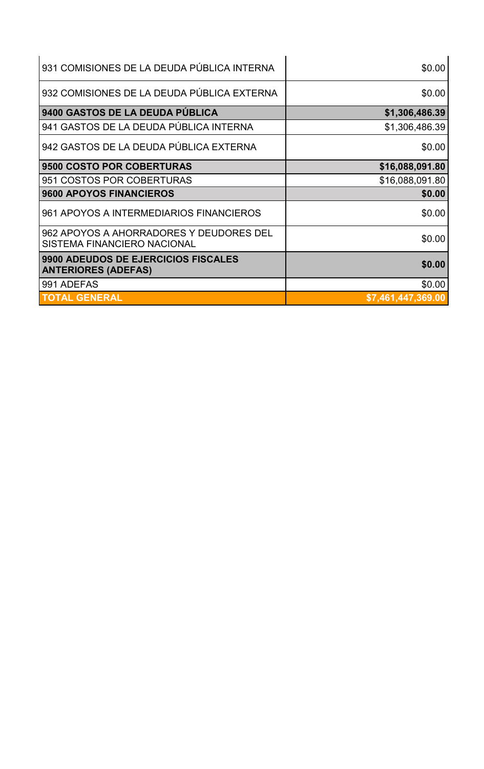| | |
|---|---|
| 931 COMISIONES DE LA DEUDA PÚBLICA INTERNA | $0.00 |
| 932 COMISIONES DE LA DEUDA PÚBLICA EXTERNA | $0.00 |
| **9400 GASTOS DE LA DEUDA PÚBLICA** | **$1,306,486.39** |
| 941 GASTOS DE LA DEUDA PÚBLICA INTERNA | $1,306,486.39 |
| 942 GASTOS DE LA DEUDA PÚBLICA EXTERNA | $0.00 |
| **9500 COSTO POR COBERTURAS** | **$16,088,091.80** |
| 951 COSTOS POR COBERTURAS | $16,088,091.80 |
| **9600 APOYOS FINANCIEROS** | **$0.00** |
| 961 APOYOS A INTERMEDIARIOS FINANCIEROS | $0.00 |
| 962 APOYOS A AHORRADORES Y DEUDORES DEL SISTEMA FINANCIERO NACIONAL | $0.00 |
| **9900 ADEUDOS DE EJERCICIOS FISCALES ANTERIORES (ADEFAS)** | **$0.00** |
| 991 ADEFAS | $0.00 |
| **TOTAL GENERAL** | **$7,461,447,369.00** |